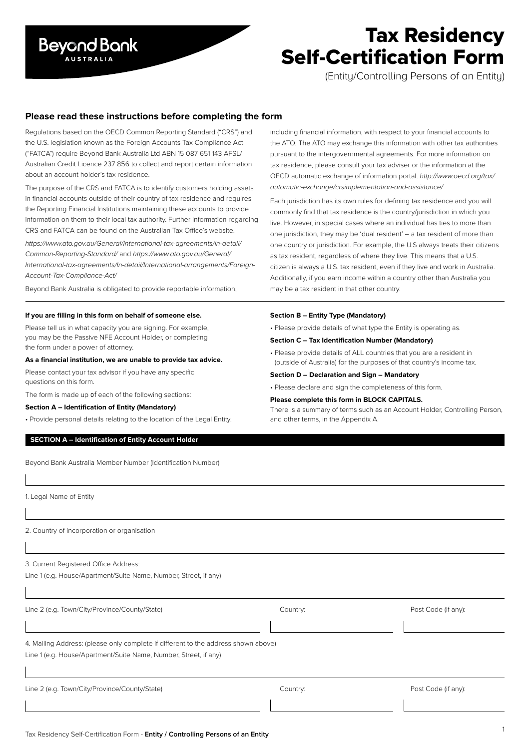Beyond Bank AUSTRALIA

# Tax Residency Self-Certification Form

(Entity/Controlling Persons of an Entity)

## Please read these instructions before completing the form

Regulations based on the OECD Common Reporting Standard ("CRS") and the U.S. legislation known as the Foreign Accounts Tax Compliance Act ("FATCA") require Beyond Bank Australia Ltd ABN 15 087 651 143 AFSL/ Australian Credit Licence 237 856 to collect and report certain information about an account holder's tax residence.

The purpose of the CRS and FATCA is to identify customers holding assets in financial accounts outside of their country of tax residence and requires the Reporting Financial Institutions maintaining these accounts to provide information on them to their local tax authority. Further information regarding CRS and FATCA can be found on the Australian Tax Office's website.

*https://www.ato.gov.au/General/International-tax-agreements/In-detail/Common-Reporting-Standard/* and *https://www.ato.gov.au/General/International-tax-agreements/In-detail/International-arrangements/Foreign-Account-Tax-Compliance-Act/*

Beyond Bank Australia is obligated to provide reportable information, including financial information, with respect to your financial accounts to the ATO. The ATO may exchange this information with other tax authorities pursuant to the intergovernmental agreements. For more information on tax residence, please consult your tax adviser or the information at the OECD automatic exchange of information portal. *http://www.oecd.org/tax/automatic-exchange/crsimplementation-and-assistance/*

Each jurisdiction has its own rules for defining tax residence and you will commonly find that tax residence is the country/jurisdiction in which you live. However, in special cases where an individual has ties to more than one jurisdiction, they may be 'dual resident' – a tax resident of more than one country or jurisdiction. For example, the U.S always treats their citizens as tax resident, regardless of where they live. This means that a U.S. citizen is always a U.S. tax resident, even if they live and work in Australia. Additionally, if you earn income within a country other than Australia you may be a tax resident in that other country.

**If you are filling in this form on behalf of someone else.**

Please tell us in what capacity you are signing. For example, you may be the Passive NFE Account Holder, or completing the form under a power of attorney.

**As a financial institution, we are unable to provide tax advice.**

Please contact your tax advisor if you have any specific questions on this form.

The form is made up of each of the following sections:

**Section A – Identification of Entity (Mandatory)**

- Provide personal details relating to the location of the Legal Entity.

**Section B – Entity Type (Mandatory)**

- Please provide details of what type the Entity is operating as.

**Section C – Tax Identification Number (Mandatory)**

- Please provide details of ALL countries that you are a resident in (outside of Australia) for the purposes of that country's income tax.

**Section D – Declaration and Sign – Mandatory**

- Please declare and sign the completeness of this form.

**Please complete this form in BLOCK CAPITALS.**

There is a summary of terms such as an Account Holder, Controlling Person, and other terms, in the Appendix A.

## SECTION A – Identification of Entity Account Holder

Beyond Bank Australia Member Number (Identification Number)

1. Legal Name of Entity

2. Country of incorporation or organisation

3. Current Registered Office Address:

Line 1 (e.g. House/Apartment/Suite Name, Number, Street, if any)

Line 2 (e.g. Town/City/Province/County/State) | Country: | Post Code (if any):

4. Mailing Address: (please only complete if different to the address shown above)

Line 1 (e.g. House/Apartment/Suite Name, Number, Street, if any)

Line 2 (e.g. Town/City/Province/County/State) | Country: | Post Code (if any):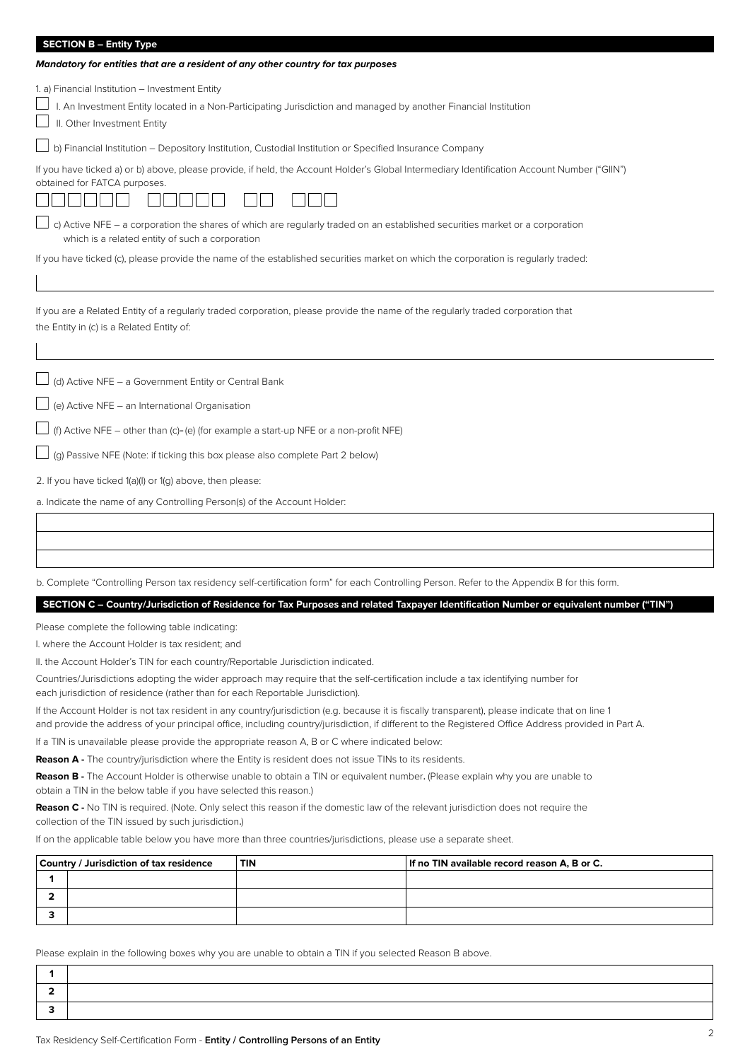## SECTION B – Entity Type

***Mandatory for entities that are a resident of any other country for tax purposes***

1. a) Financial Institution – Investment Entity

☐ I. An Investment Entity located in a Non-Participating Jurisdiction and managed by another Financial Institution

☐ II. Other Investment Entity

☐ b) Financial Institution – Depository Institution, Custodial Institution or Specified Insurance Company

If you have ticked a) or b) above, please provide, if held, the Account Holder's Global Intermediary Identification Account Number ("GIIN") obtained for FATCA purposes.

☐☐☐☐☐☐ ☐☐☐☐☐ ☐☐ ☐☐☐

☐ c) Active NFE – a corporation the shares of which are regularly traded on an established securities market or a corporation which is a related entity of such a corporation

If you have ticked (c), please provide the name of the established securities market on which the corporation is regularly traded:

If you are a Related Entity of a regularly traded corporation, please provide the name of the regularly traded corporation that the Entity in (c) is a Related Entity of:

☐ (d) Active NFE – a Government Entity or Central Bank

☐ (e) Active NFE – an International Organisation

☐ (f) Active NFE – other than (c)-(e) (for example a start-up NFE or a non-profit NFE)

☐ (g) Passive NFE (Note: if ticking this box please also complete Part 2 below)

2. If you have ticked 1(a)(I) or 1(g) above, then please:

a. Indicate the name of any Controlling Person(s) of the Account Holder:

| |
|---|
| |
| |
| |

b. Complete "Controlling Person tax residency self-certification form" for each Controlling Person. Refer to the Appendix B for this form.

## SECTION C – Country/Jurisdiction of Residence for Tax Purposes and related Taxpayer Identification Number or equivalent number ("TIN")

Please complete the following table indicating:

I. where the Account Holder is tax resident; and

II. the Account Holder's TIN for each country/Reportable Jurisdiction indicated.

Countries/Jurisdictions adopting the wider approach may require that the self-certification include a tax identifying number for each jurisdiction of residence (rather than for each Reportable Jurisdiction).

If the Account Holder is not tax resident in any country/jurisdiction (e.g. because it is fiscally transparent), please indicate that on line 1 and provide the address of your principal office, including country/jurisdiction, if different to the Registered Office Address provided in Part A.

If a TIN is unavailable please provide the appropriate reason A, B or C where indicated below:

**Reason A -** The country/jurisdiction where the Entity is resident does not issue TINs to its residents.

**Reason B -** The Account Holder is otherwise unable to obtain a TIN or equivalent number**.** (Please explain why you are unable to obtain a TIN in the below table if you have selected this reason.)

**Reason C -** No TIN is required. (Note. Only select this reason if the domestic law of the relevant jurisdiction does not require the collection of the TIN issued by such jurisdiction.)

If on the applicable table below you have more than three countries/jurisdictions, please use a separate sheet.

| | Country / Jurisdiction of tax residence | TIN | If no TIN available record reason A, B or C. |
|---|---|---|---|
| **1** | | | |
| **2** | | | |
| **3** | | | |

Please explain in the following boxes why you are unable to obtain a TIN if you selected Reason B above.

| | |
|---|---|
| **1** | |
| **2** | |
| **3** | |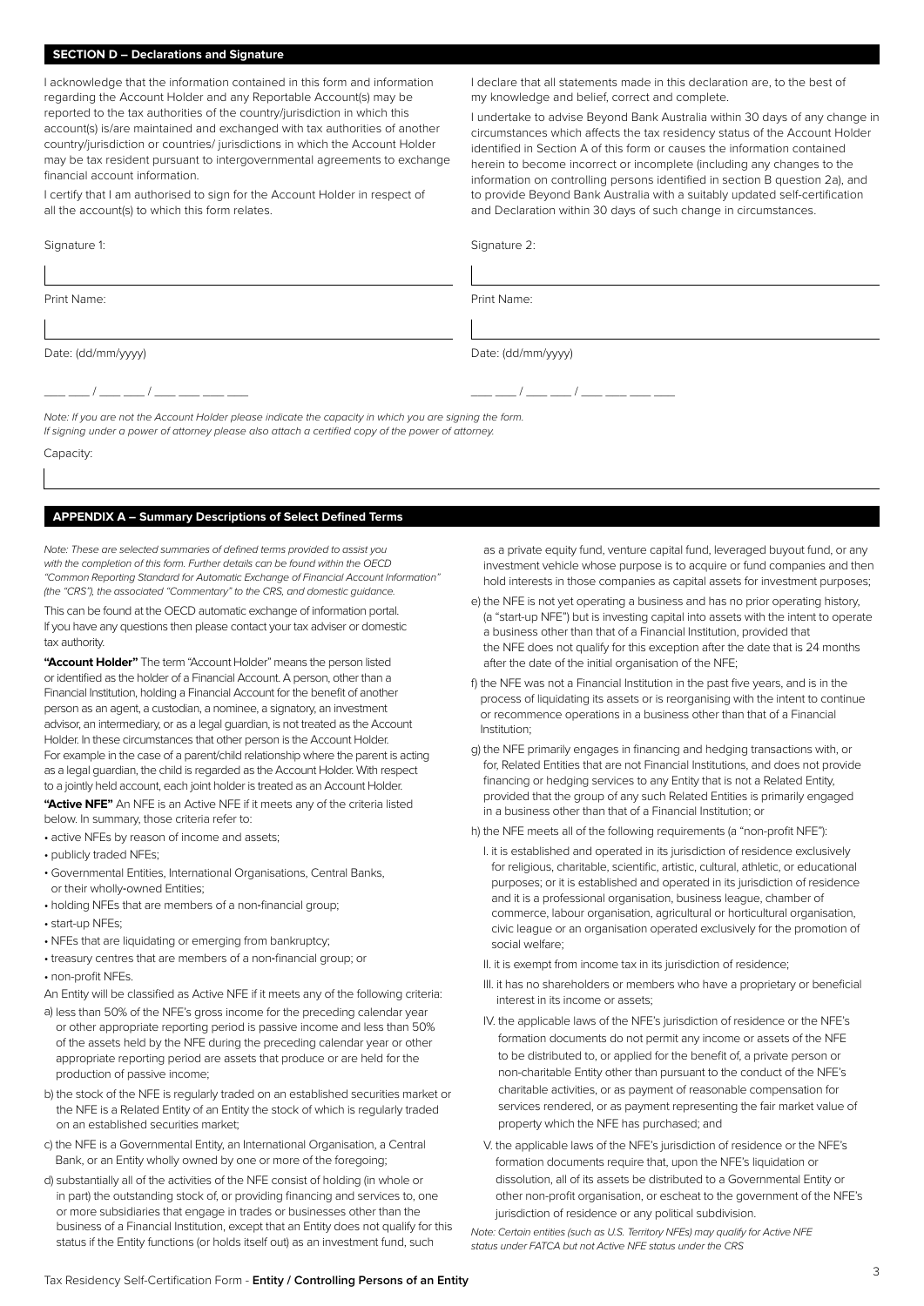## SECTION D – Declarations and Signature

I acknowledge that the information contained in this form and information regarding the Account Holder and any Reportable Account(s) may be reported to the tax authorities of the country/jurisdiction in which this account(s) is/are maintained and exchanged with tax authorities of another country/jurisdiction or countries/ jurisdictions in which the Account Holder may be tax resident pursuant to intergovernmental agreements to exchange financial account information.

I certify that I am authorised to sign for the Account Holder in respect of all the account(s) to which this form relates.

I declare that all statements made in this declaration are, to the best of my knowledge and belief, correct and complete.

I undertake to advise Beyond Bank Australia within 30 days of any change in circumstances which affects the tax residency status of the Account Holder identified in Section A of this form or causes the information contained herein to become incorrect or incomplete (including any changes to the information on controlling persons identified in section B question 2a), and to provide Beyond Bank Australia with a suitably updated self-certification and Declaration within 30 days of such change in circumstances.

Signature 1:

Print Name:

Date: (dd/mm/yyyy)

___ ___ / ___ ___ / ___ ___ ___ ___

Signature 2:

Print Name:

Date: (dd/mm/yyyy)

___ ___ / ___ ___ / ___ ___ ___ ___

*Note: If you are not the Account Holder please indicate the capacity in which you are signing the form. If signing under a power of attorney please also attach a certified copy of the power of attorney.*

Capacity:

## APPENDIX A – Summary Descriptions of Select Defined Terms

*Note: These are selected summaries of defined terms provided to assist you with the completion of this form. Further details can be found within the OECD "Common Reporting Standard for Automatic Exchange of Financial Account Information" (the "CRS"), the associated "Commentary" to the CRS, and domestic guidance.*

This can be found at the OECD automatic exchange of information portal. If you have any questions then please contact your tax adviser or domestic tax authority.

**"Account Holder"** The term "Account Holder" means the person listed or identified as the holder of a Financial Account. A person, other than a Financial Institution, holding a Financial Account for the benefit of another person as an agent, a custodian, a nominee, a signatory, an investment advisor, an intermediary, or as a legal guardian, is not treated as the Account Holder. In these circumstances that other person is the Account Holder. For example in the case of a parent/child relationship where the parent is acting as a legal guardian, the child is regarded as the Account Holder. With respect to a jointly held account, each joint holder is treated as an Account Holder.

**"Active NFE"** An NFE is an Active NFE if it meets any of the criteria listed below. In summary, those criteria refer to:

- active NFEs by reason of income and assets;
- publicly traded NFEs;
- Governmental Entities, International Organisations, Central Banks, or their wholly-owned Entities;
- holding NFEs that are members of a non-financial group;
- start-up NFEs;
- NFEs that are liquidating or emerging from bankruptcy;
- treasury centres that are members of a non-financial group; or
- non-profit NFEs.

An Entity will be classified as Active NFE if it meets any of the following criteria:

a) less than 50% of the NFE's gross income for the preceding calendar year or other appropriate reporting period is passive income and less than 50% of the assets held by the NFE during the preceding calendar year or other appropriate reporting period are assets that produce or are held for the production of passive income;

b) the stock of the NFE is regularly traded on an established securities market or the NFE is a Related Entity of an Entity the stock of which is regularly traded on an established securities market;

c) the NFE is a Governmental Entity, an International Organisation, a Central Bank, or an Entity wholly owned by one or more of the foregoing;

d) substantially all of the activities of the NFE consist of holding (in whole or in part) the outstanding stock of, or providing financing and services to, one or more subsidiaries that engage in trades or businesses other than the business of a Financial Institution, except that an Entity does not qualify for this status if the Entity functions (or holds itself out) as an investment fund, such as a private equity fund, venture capital fund, leveraged buyout fund, or any investment vehicle whose purpose is to acquire or fund companies and then hold interests in those companies as capital assets for investment purposes;

e) the NFE is not yet operating a business and has no prior operating history, (a "start-up NFE") but is investing capital into assets with the intent to operate a business other than that of a Financial Institution, provided that the NFE does not qualify for this exception after the date that is 24 months after the date of the initial organisation of the NFE;

f) the NFE was not a Financial Institution in the past five years, and is in the process of liquidating its assets or is reorganising with the intent to continue or recommence operations in a business other than that of a Financial Institution;

g) the NFE primarily engages in financing and hedging transactions with, or for, Related Entities that are not Financial Institutions, and does not provide financing or hedging services to any Entity that is not a Related Entity, provided that the group of any such Related Entities is primarily engaged in a business other than that of a Financial Institution; or

h) the NFE meets all of the following requirements (a "non-profit NFE"):

I. it is established and operated in its jurisdiction of residence exclusively for religious, charitable, scientific, artistic, cultural, athletic, or educational purposes; or it is established and operated in its jurisdiction of residence and it is a professional organisation, business league, chamber of commerce, labour organisation, agricultural or horticultural organisation, civic league or an organisation operated exclusively for the promotion of social welfare;

II. it is exempt from income tax in its jurisdiction of residence;

III. it has no shareholders or members who have a proprietary or beneficial interest in its income or assets;

IV. the applicable laws of the NFE's jurisdiction of residence or the NFE's formation documents do not permit any income or assets of the NFE to be distributed to, or applied for the benefit of, a private person or non-charitable Entity other than pursuant to the conduct of the NFE's charitable activities, or as payment of reasonable compensation for services rendered, or as payment representing the fair market value of property which the NFE has purchased; and

V. the applicable laws of the NFE's jurisdiction of residence or the NFE's formation documents require that, upon the NFE's liquidation or dissolution, all of its assets be distributed to a Governmental Entity or other non-profit organisation, or escheat to the government of the NFE's jurisdiction of residence or any political subdivision.

*Note: Certain entities (such as U.S. Territory NFEs) may qualify for Active NFE status under FATCA but not Active NFE status under the CRS*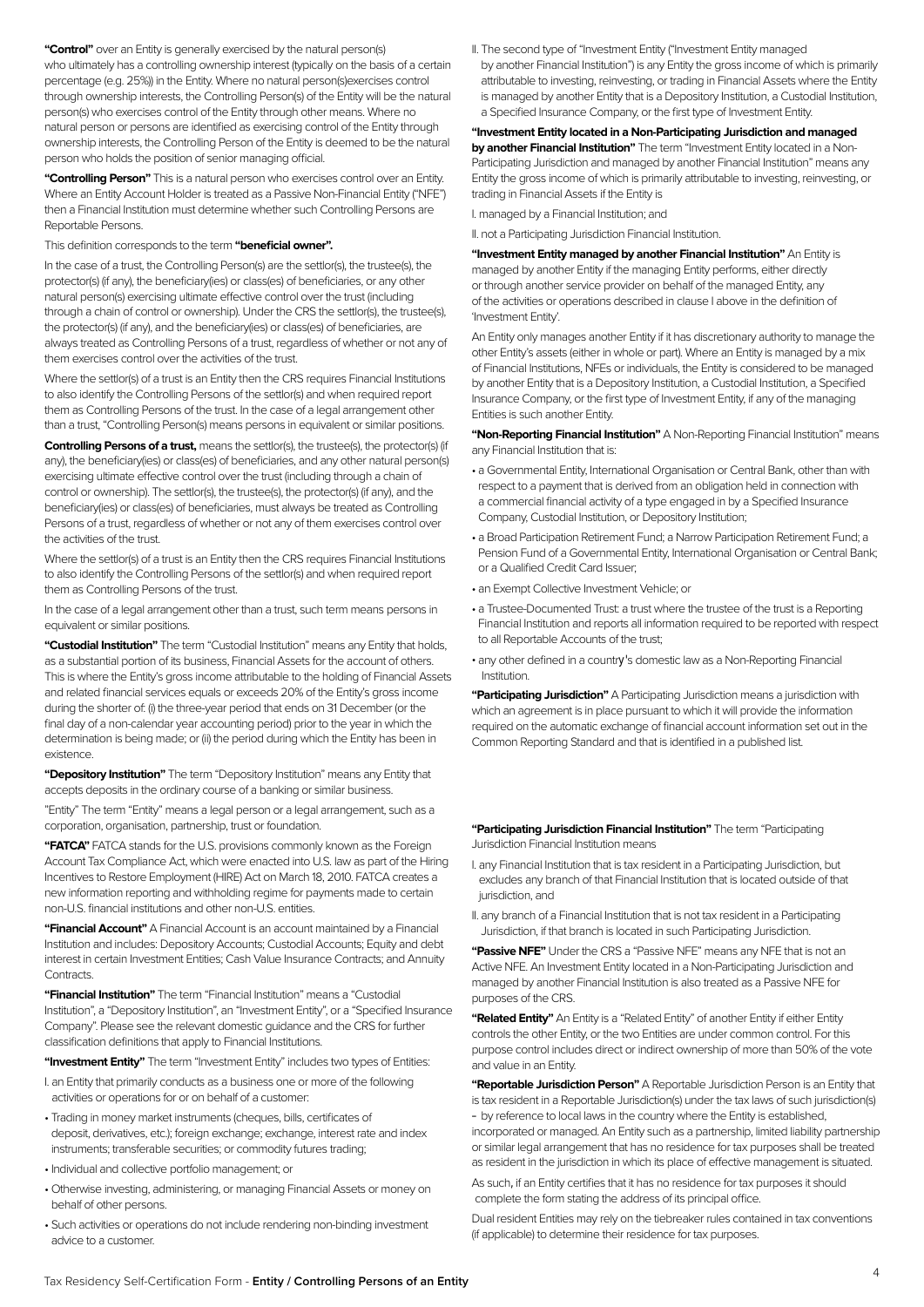**"Control"** over an Entity is generally exercised by the natural person(s) who ultimately has a controlling ownership interest (typically on the basis of a certain percentage (e.g. 25%)) in the Entity. Where no natural person(s)exercises control through ownership interests, the Controlling Person(s) of the Entity will be the natural person(s) who exercises control of the Entity through other means. Where no natural person or persons are identified as exercising control of the Entity through ownership interests, the Controlling Person of the Entity is deemed to be the natural person who holds the position of senior managing official.

**"Controlling Person"** This is a natural person who exercises control over an Entity. Where an Entity Account Holder is treated as a Passive Non-Financial Entity ("NFE") then a Financial Institution must determine whether such Controlling Persons are Reportable Persons.

This definition corresponds to the term **"beneficial owner".**

In the case of a trust, the Controlling Person(s) are the settlor(s), the trustee(s), the protector(s) (if any), the beneficiary(ies) or class(es) of beneficiaries, or any other natural person(s) exercising ultimate effective control over the trust (including through a chain of control or ownership). Under the CRS the settlor(s), the trustee(s), the protector(s) (if any), and the beneficiary(ies) or class(es) of beneficiaries, are always treated as Controlling Persons of a trust, regardless of whether or not any of them exercises control over the activities of the trust.

Where the settlor(s) of a trust is an Entity then the CRS requires Financial Institutions to also identify the Controlling Persons of the settlor(s) and when required report them as Controlling Persons of the trust. In the case of a legal arrangement other than a trust, "Controlling Person(s) means persons in equivalent or similar positions.

**Controlling Persons of a trust,** means the settlor(s), the trustee(s), the protector(s) (if any), the beneficiary(ies) or class(es) of beneficiaries, and any other natural person(s) exercising ultimate effective control over the trust (including through a chain of control or ownership). The settlor(s), the trustee(s), the protector(s) (if any), and the beneficiary(ies) or class(es) of beneficiaries, must always be treated as Controlling Persons of a trust, regardless of whether or not any of them exercises control over the activities of the trust.

Where the settlor(s) of a trust is an Entity then the CRS requires Financial Institutions to also identify the Controlling Persons of the settlor(s) and when required report them as Controlling Persons of the trust.

In the case of a legal arrangement other than a trust, such term means persons in equivalent or similar positions.

**"Custodial Institution"** The term "Custodial Institution" means any Entity that holds, as a substantial portion of its business, Financial Assets for the account of others. This is where the Entity's gross income attributable to the holding of Financial Assets and related financial services equals or exceeds 20% of the Entity's gross income during the shorter of: (i) the three-year period that ends on 31 December (or the final day of a non-calendar year accounting period) prior to the year in which the determination is being made; or (ii) the period during which the Entity has been in existence.

**"Depository Institution"** The term "Depository Institution" means any Entity that accepts deposits in the ordinary course of a banking or similar business.

"Entity" The term "Entity" means a legal person or a legal arrangement, such as a corporation, organisation, partnership, trust or foundation.

**"FATCA"** FATCA stands for the U.S. provisions commonly known as the Foreign Account Tax Compliance Act, which were enacted into U.S. law as part of the Hiring Incentives to Restore Employment (HIRE) Act on March 18, 2010. FATCA creates a new information reporting and withholding regime for payments made to certain non-U.S. financial institutions and other non-U.S. entities.

**"Financial Account"** A Financial Account is an account maintained by a Financial Institution and includes: Depository Accounts; Custodial Accounts; Equity and debt interest in certain Investment Entities; Cash Value Insurance Contracts; and Annuity Contracts.

**"Financial Institution"** The term "Financial Institution" means a "Custodial Institution", a "Depository Institution", an "Investment Entity", or a "Specified Insurance Company". Please see the relevant domestic guidance and the CRS for further classification definitions that apply to Financial Institutions.

**"Investment Entity"** The term "Investment Entity" includes two types of Entities:

I. an Entity that primarily conducts as a business one or more of the following activities or operations for or on behalf of a customer:

- Trading in money market instruments (cheques, bills, certificates of deposit, derivatives, etc.); foreign exchange; exchange, interest rate and index instruments; transferable securities; or commodity futures trading;
- Individual and collective portfolio management; or
- Otherwise investing, administering, or managing Financial Assets or money on behalf of other persons.
- Such activities or operations do not include rendering non-binding investment advice to a customer.

II. The second type of "Investment Entity ("Investment Entity managed by another Financial Institution") is any Entity the gross income of which is primarily attributable to investing, reinvesting, or trading in Financial Assets where the Entity is managed by another Entity that is a Depository Institution, a Custodial Institution, a Specified Insurance Company, or the first type of Investment Entity.

**"Investment Entity located in a Non-Participating Jurisdiction and managed by another Financial Institution"** The term "Investment Entity located in a Non-Participating Jurisdiction and managed by another Financial Institution" means any Entity the gross income of which is primarily attributable to investing, reinvesting, or trading in Financial Assets if the Entity is

I. managed by a Financial Institution; and

II. not a Participating Jurisdiction Financial Institution.

**"Investment Entity managed by another Financial Institution"** An Entity is managed by another Entity if the managing Entity performs, either directly or through another service provider on behalf of the managed Entity, any of the activities or operations described in clause I above in the definition of 'Investment Entity'.

An Entity only manages another Entity if it has discretionary authority to manage the other Entity's assets (either in whole or part). Where an Entity is managed by a mix of Financial Institutions, NFEs or individuals, the Entity is considered to be managed by another Entity that is a Depository Institution, a Custodial Institution, a Specified Insurance Company, or the first type of Investment Entity, if any of the managing Entities is such another Entity.

**"Non-Reporting Financial Institution"** A Non-Reporting Financial Institution" means any Financial Institution that is:

- a Governmental Entity, International Organisation or Central Bank, other than with respect to a payment that is derived from an obligation held in connection with a commercial financial activity of a type engaged in by a Specified Insurance Company, Custodial Institution, or Depository Institution;
- a Broad Participation Retirement Fund; a Narrow Participation Retirement Fund; a Pension Fund of a Governmental Entity, International Organisation or Central Bank; or a Qualified Credit Card Issuer;
- an Exempt Collective Investment Vehicle; or
- a Trustee-Documented Trust: a trust where the trustee of the trust is a Reporting Financial Institution and reports all information required to be reported with respect to all Reportable Accounts of the trust;
- any other defined in a country's domestic law as a Non-Reporting Financial Institution.

**"Participating Jurisdiction"** A Participating Jurisdiction means a jurisdiction with which an agreement is in place pursuant to which it will provide the information required on the automatic exchange of financial account information set out in the Common Reporting Standard and that is identified in a published list.

**"Participating Jurisdiction Financial Institution"** The term "Participating Jurisdiction Financial Institution means

I. any Financial Institution that is tax resident in a Participating Jurisdiction, but excludes any branch of that Financial Institution that is located outside of that jurisdiction, and

II. any branch of a Financial Institution that is not tax resident in a Participating Jurisdiction, if that branch is located in such Participating Jurisdiction.

**"Passive NFE"** Under the CRS a "Passive NFE" means any NFE that is not an Active NFE. An Investment Entity located in a Non-Participating Jurisdiction and managed by another Financial Institution is also treated as a Passive NFE for purposes of the CRS.

**"Related Entity"** An Entity is a "Related Entity" of another Entity if either Entity controls the other Entity, or the two Entities are under common control. For this purpose control includes direct or indirect ownership of more than 50% of the vote and value in an Entity.

**"Reportable Jurisdiction Person"** A Reportable Jurisdiction Person is an Entity that is tax resident in a Reportable Jurisdiction(s) under the tax laws of such jurisdiction(s) – by reference to local laws in the country where the Entity is established, incorporated or managed. An Entity such as a partnership, limited liability partnership or similar legal arrangement that has no residence for tax purposes shall be treated as resident in the jurisdiction in which its place of effective management is situated.

As such, if an Entity certifies that it has no residence for tax purposes it should complete the form stating the address of its principal office.

Dual resident Entities may rely on the tiebreaker rules contained in tax conventions (if applicable) to determine their residence for tax purposes.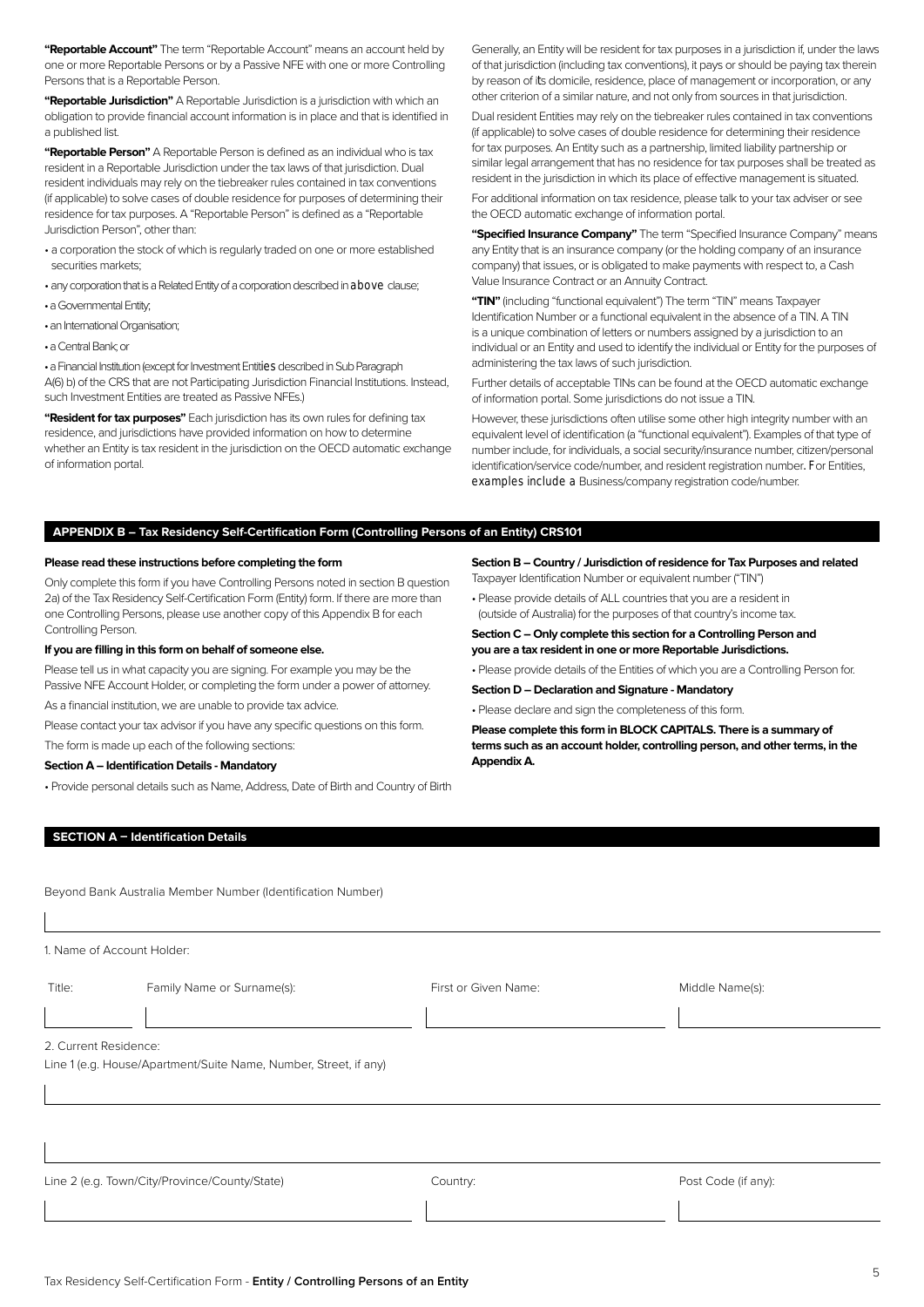**"Reportable Account"** The term "Reportable Account" means an account held by one or more Reportable Persons or by a Passive NFE with one or more Controlling Persons that is a Reportable Person.

**"Reportable Jurisdiction"** A Reportable Jurisdiction is a jurisdiction with which an obligation to provide financial account information is in place and that is identified in a published list.

**"Reportable Person"** A Reportable Person is defined as an individual who is tax resident in a Reportable Jurisdiction under the tax laws of that jurisdiction. Dual resident individuals may rely on the tiebreaker rules contained in tax conventions (if applicable) to solve cases of double residence for purposes of determining their residence for tax purposes. A "Reportable Person" is defined as a "Reportable Jurisdiction Person", other than:

- a corporation the stock of which is regularly traded on one or more established securities markets;
- any corporation that is a Related Entity of a corporation described in above clause;
- a Governmental Entity;
- an International Organisation;
- a Central Bank; or
- a Financial Institution (except for Investment Entities described in Sub Paragraph A(6) b) of the CRS that are not Participating Jurisdiction Financial Institutions. Instead, such Investment Entities are treated as Passive NFEs.)

**"Resident for tax purposes"** Each jurisdiction has its own rules for defining tax residence, and jurisdictions have provided information on how to determine whether an Entity is tax resident in the jurisdiction on the OECD automatic exchange of information portal.

Generally, an Entity will be resident for tax purposes in a jurisdiction if, under the laws of that jurisdiction (including tax conventions), it pays or should be paying tax therein by reason of its domicile, residence, place of management or incorporation, or any other criterion of a similar nature, and not only from sources in that jurisdiction.

Dual resident Entities may rely on the tiebreaker rules contained in tax conventions (if applicable) to solve cases of double residence for determining their residence for tax purposes. An Entity such as a partnership, limited liability partnership or similar legal arrangement that has no residence for tax purposes shall be treated as resident in the jurisdiction in which its place of effective management is situated.

For additional information on tax residence, please talk to your tax adviser or see the OECD automatic exchange of information portal.

**"Specified Insurance Company"** The term "Specified Insurance Company" means any Entity that is an insurance company (or the holding company of an insurance company) that issues, or is obligated to make payments with respect to, a Cash Value Insurance Contract or an Annuity Contract.

**"TIN"** (including "functional equivalent") The term "TIN" means Taxpayer Identification Number or a functional equivalent in the absence of a TIN. A TIN is a unique combination of letters or numbers assigned by a jurisdiction to an individual or an Entity and used to identify the individual or Entity for the purposes of administering the tax laws of such jurisdiction.

Further details of acceptable TINs can be found at the OECD automatic exchange of information portal. Some jurisdictions do not issue a TIN.

However, these jurisdictions often utilise some other high integrity number with an equivalent level of identification (a "functional equivalent"). Examples of that type of number include, for individuals, a social security/insurance number, citizen/personal identification/service code/number, and resident registration number. For Entities, examples include a Business/company registration code/number.

## APPENDIX B – Tax Residency Self-Certification Form (Controlling Persons of an Entity) CRS101

**Please read these instructions before completing the form**

Only complete this form if you have Controlling Persons noted in section B question 2a) of the Tax Residency Self-Certification Form (Entity) form. If there are more than one Controlling Persons, please use another copy of this Appendix B for each Controlling Person.

**If you are filling in this form on behalf of someone else.**

Please tell us in what capacity you are signing. For example you may be the Passive NFE Account Holder, or completing the form under a power of attorney.

As a financial institution, we are unable to provide tax advice.

Please contact your tax advisor if you have any specific questions on this form.

The form is made up each of the following sections:

**Section A – Identification Details - Mandatory**

- Provide personal details such as Name, Address, Date of Birth and Country of Birth

**Section B – Country / Jurisdiction of residence for Tax Purposes and related** Taxpayer Identification Number or equivalent number ("TIN")

- Please provide details of ALL countries that you are a resident in (outside of Australia) for the purposes of that country's income tax.

**Section C – Only complete this section for a Controlling Person and you are a tax resident in one or more Reportable Jurisdictions.**

- Please provide details of the Entities of which you are a Controlling Person for.

**Section D – Declaration and Signature - Mandatory**

- Please declare and sign the completeness of this form.

**Please complete this form in BLOCK CAPITALS. There is a summary of terms such as an account holder, controlling person, and other terms, in the Appendix A.**

## SECTION A – Identification Details

Beyond Bank Australia Member Number (Identification Number)

1. Name of Account Holder:

| Title: | Family Name or Surname(s): | First or Given Name: | Middle Name(s): |
|---|---|---|---|
| | | | |

2. Current Residence:

Line 1 (e.g. House/Apartment/Suite Name, Number, Street, if any)

| Line 2 (e.g. Town/City/Province/County/State) | Country: | Post Code (if any): |
|---|---|---|
| | | |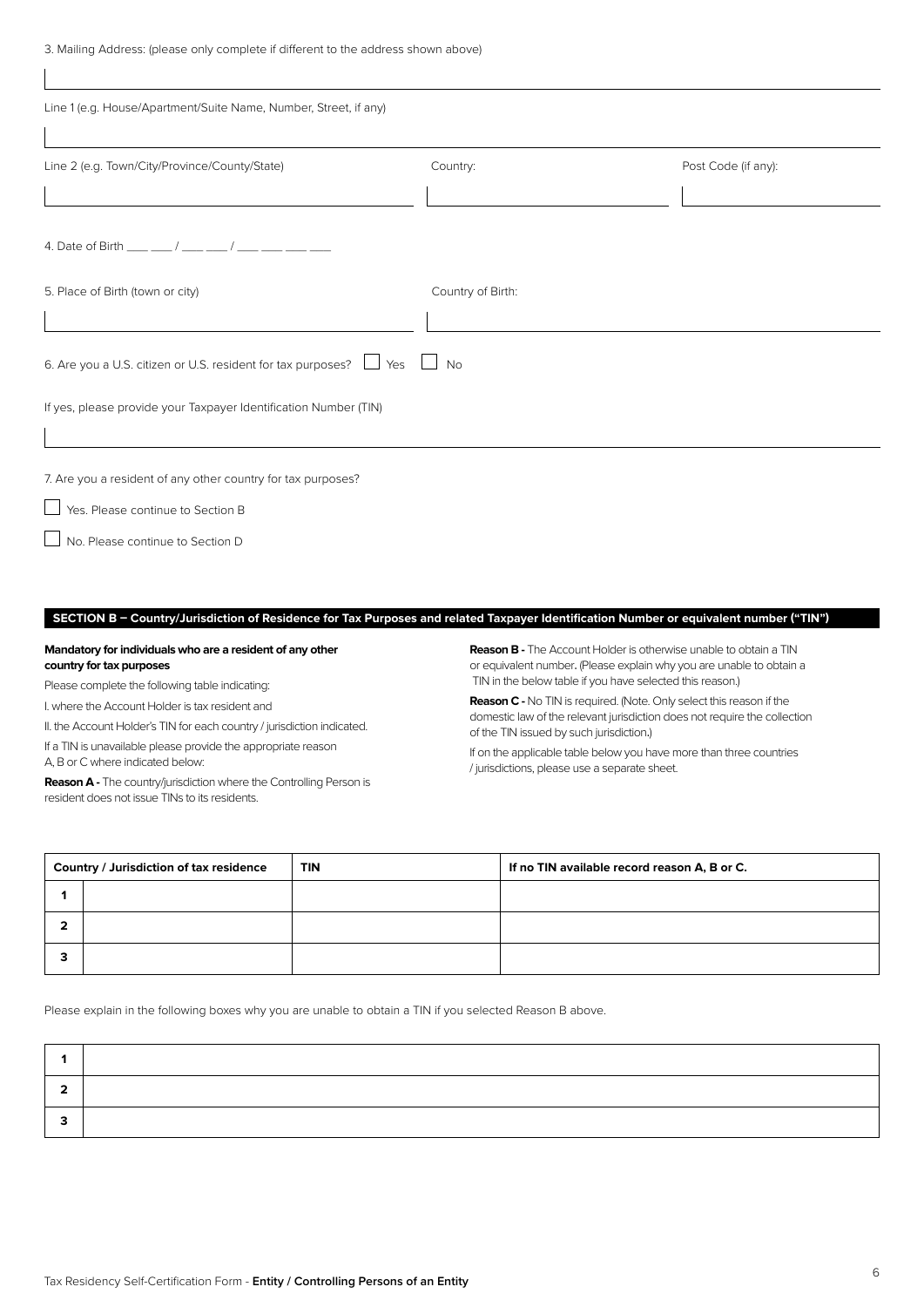3. Mailing Address: (please only complete if different to the address shown above)

Line 1 (e.g. House/Apartment/Suite Name, Number, Street, if any)

Line 2 (e.g. Town/City/Province/County/State) Country: Post Code (if any):

4. Date of Birth ___ ___ / ___ ___ / ___ ___ ___ ___

5. Place of Birth (town or city) Country of Birth:

6. Are you a U.S. citizen or U.S. resident for tax purposes? ☐ Yes ☐ No

If yes, please provide your Taxpayer Identification Number (TIN)

7. Are you a resident of any other country for tax purposes?

☐ Yes. Please continue to Section B

☐ No. Please continue to Section D

## SECTION B – Country/Jurisdiction of Residence for Tax Purposes and related Taxpayer Identification Number or equivalent number ("TIN")

**Mandatory for individuals who are a resident of any other country for tax purposes**

Please complete the following table indicating:

I. where the Account Holder is tax resident and

II. the Account Holder's TIN for each country / jurisdiction indicated.

If a TIN is unavailable please provide the appropriate reason A, B or C where indicated below:

**Reason A -** The country/jurisdiction where the Controlling Person is resident does not issue TINs to its residents.

**Reason B -** The Account Holder is otherwise unable to obtain a TIN or equivalent number. (Please explain why you are unable to obtain a TIN in the below table if you have selected this reason.)

**Reason C -** No TIN is required. (Note. Only select this reason if the domestic law of the relevant jurisdiction does not require the collection of the TIN issued by such jurisdiction.)

If on the applicable table below you have more than three countries / jurisdictions, please use a separate sheet.

| | Country / Jurisdiction of tax residence | TIN | If no TIN available record reason A, B or C. |
|---|---|---|---|
| 1 | | | |
| 2 | | | |
| 3 | | | |

Please explain in the following boxes why you are unable to obtain a TIN if you selected Reason B above.

| | |
|---|---|
| 1 | |
| 2 | |
| 3 | |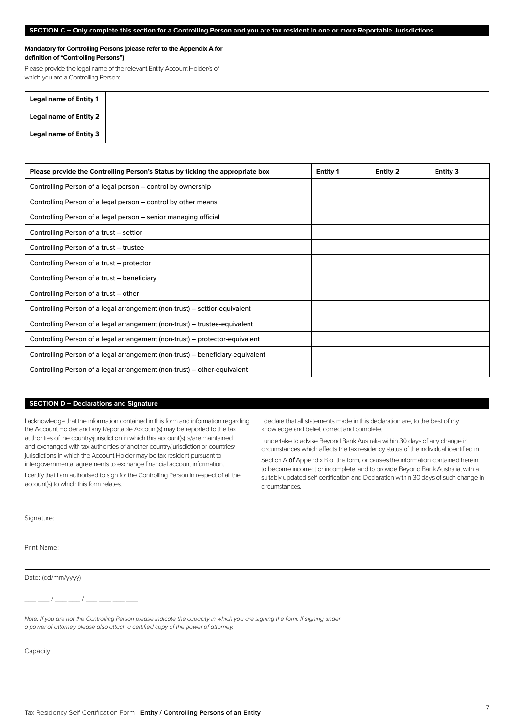## SECTION C – Only complete this section for a Controlling Person and you are tax resident in one or more Reportable Jurisdictions

**Mandatory for Controlling Persons (please refer to the Appendix A for definition of "Controlling Persons")**

Please provide the legal name of the relevant Entity Account Holder/s of which you are a Controlling Person:

| | |
|---|---|
| **Legal name of Entity 1** | |
| **Legal name of Entity 2** | |
| **Legal name of Entity 3** | |

| Please provide the Controlling Person's Status by ticking the appropriate box | Entity 1 | Entity 2 | Entity 3 |
|---|---|---|---|
| Controlling Person of a legal person – control by ownership | | | |
| Controlling Person of a legal person – control by other means | | | |
| Controlling Person of a legal person – senior managing official | | | |
| Controlling Person of a trust – settlor | | | |
| Controlling Person of a trust – trustee | | | |
| Controlling Person of a trust – protector | | | |
| Controlling Person of a trust – beneficiary | | | |
| Controlling Person of a trust – other | | | |
| Controlling Person of a legal arrangement (non-trust) – settlor-equivalent | | | |
| Controlling Person of a legal arrangement (non-trust) – trustee-equivalent | | | |
| Controlling Person of a legal arrangement (non-trust) – protector-equivalent | | | |
| Controlling Person of a legal arrangement (non-trust) – beneficiary-equivalent | | | |
| Controlling Person of a legal arrangement (non-trust) – other-equivalent | | | |

## SECTION D – Declarations and Signature

I acknowledge that the information contained in this form and information regarding the Account Holder and any Reportable Account(s) may be reported to the tax authorities of the country/jurisdiction in which this account(s) is/are maintained and exchanged with tax authorities of another country/jurisdiction or countries/jurisdictions in which the Account Holder may be tax resident pursuant to intergovernmental agreements to exchange financial account information.

I certify that I am authorised to sign for the Controlling Person in respect of all the account(s) to which this form relates.

I declare that all statements made in this declaration are, to the best of my knowledge and belief, correct and complete.

I undertake to advise Beyond Bank Australia within 30 days of any change in circumstances which affects the tax residency status of the individual identified in Section A of Appendix B of this form, or causes the information contained herein to become incorrect or incomplete, and to provide Beyond Bank Australia, with a suitably updated self-certification and Declaration within 30 days of such change in circumstances.

Signature:

Print Name:

Date: (dd/mm/yyyy)

___ ___ / ___ ___ / ___ ___ ___ ___

*Note: If you are not the Controlling Person please indicate the capacity in which you are signing the form. If signing under a power of attorney please also attach a certified copy of the power of attorney.*

Capacity: